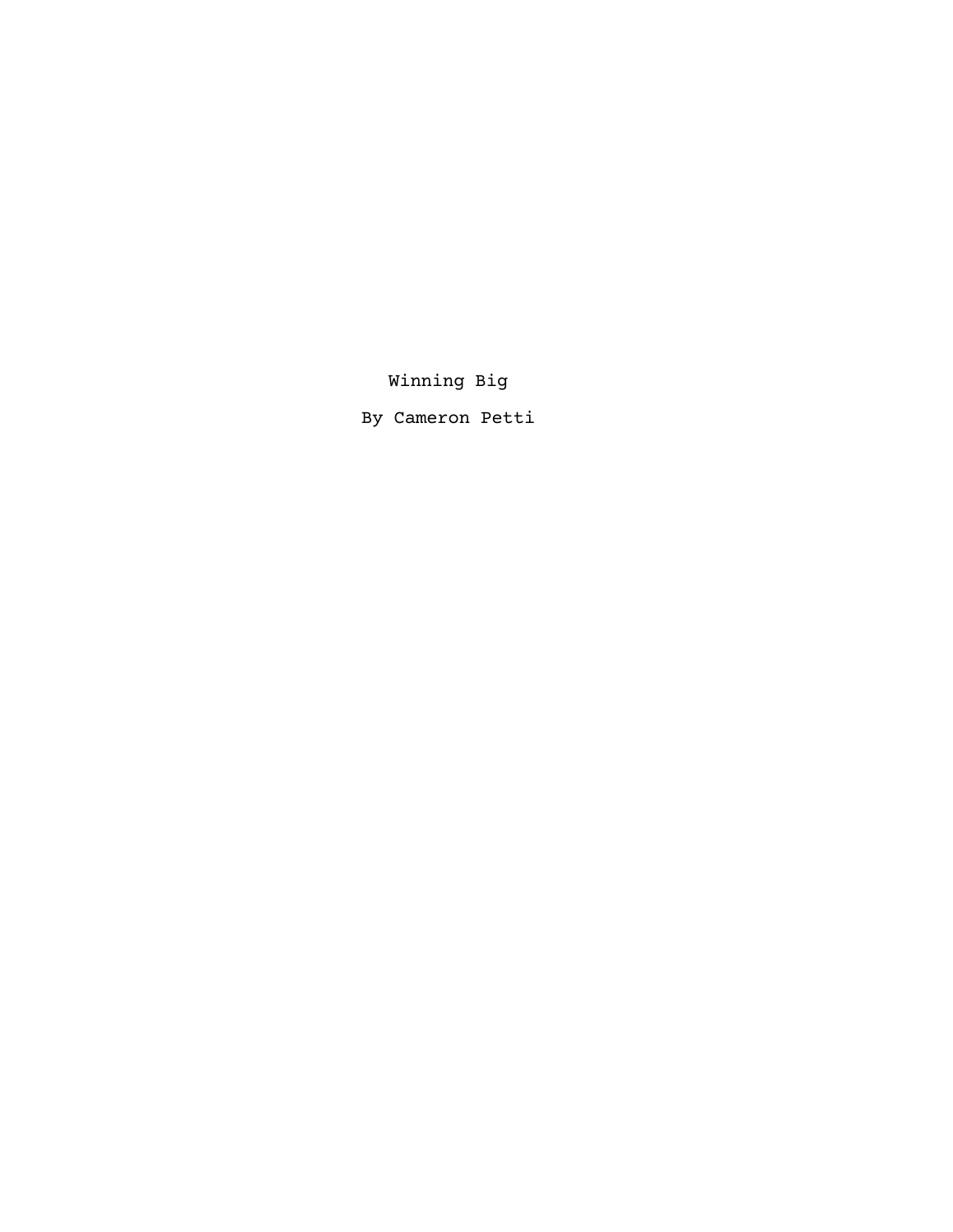# Winning Big

By Cameron Petti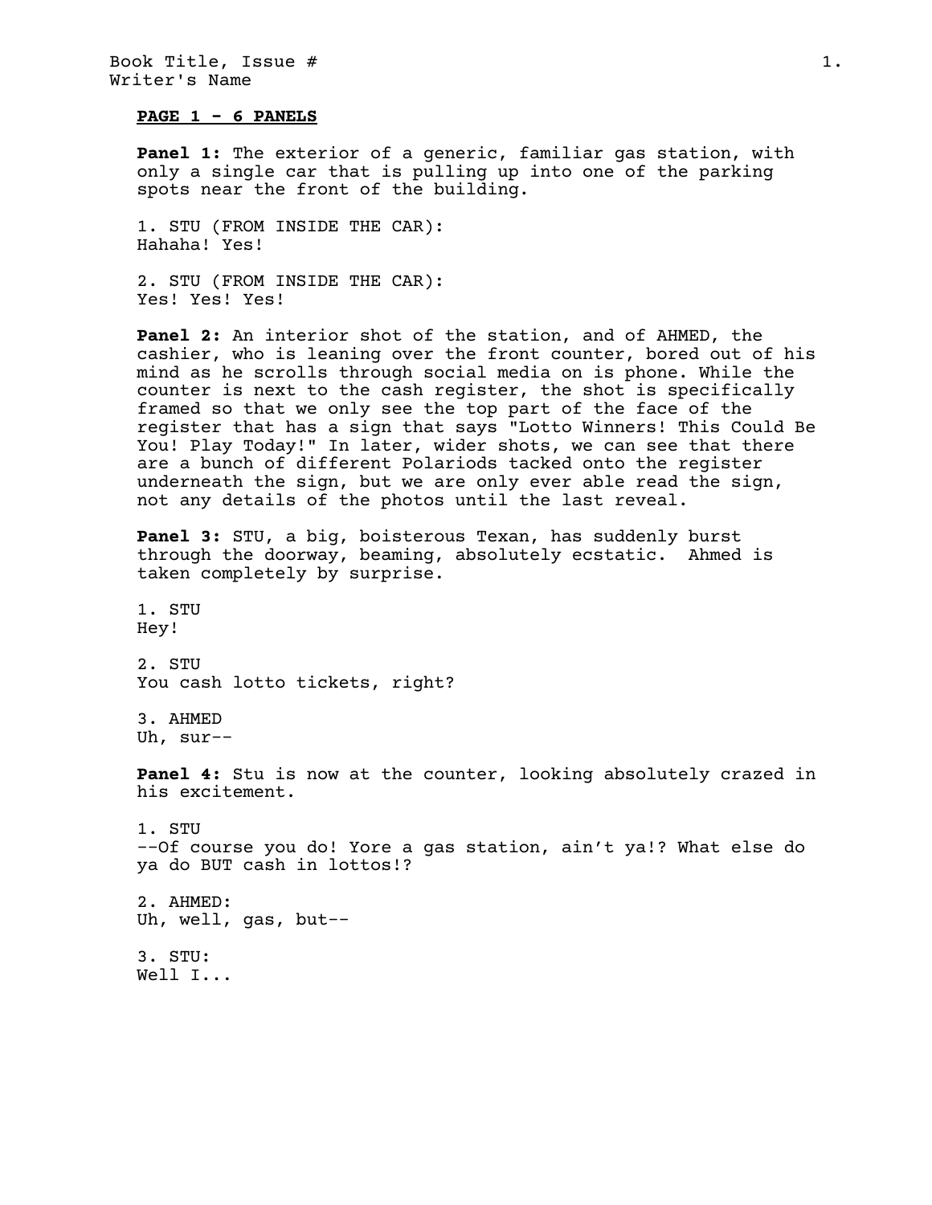**PAGE 1 - 6 PANELS**

**Panel 1:** The exterior of a generic, familiar gas station, with only a single car that is pulling up into one of the parking spots near the front of the building.

1. STU (FROM INSIDE THE CAR):
Hahaha! Yes!

2. STU (FROM INSIDE THE CAR):
Yes! Yes! Yes!

**Panel 2:** An interior shot of the station, and of AHMED, the cashier, who is leaning over the front counter, bored out of his mind as he scrolls through social media on is phone. While the counter is next to the cash register, the shot is specifically framed so that we only see the top part of the face of the register that has a sign that says "Lotto Winners! This Could Be You! Play Today!" In later, wider shots, we can see that there are a bunch of different Polariods tacked onto the register underneath the sign, but we are only ever able read the sign, not any details of the photos until the last reveal.

**Panel 3:** STU, a big, boisterous Texan, has suddenly burst through the doorway, beaming, absolutely ecstatic. Ahmed is taken completely by surprise.

1. STU
Hey!

2. STU
You cash lotto tickets, right?

3. AHMED
Uh, sur--

**Panel 4:** Stu is now at the counter, looking absolutely crazed in his excitement.

1. STU
--Of course you do! Yore a gas station, ain't ya!? What else do ya do BUT cash in lottos!?

2. AHMED:
Uh, well, gas, but--

3. STU:
Well I...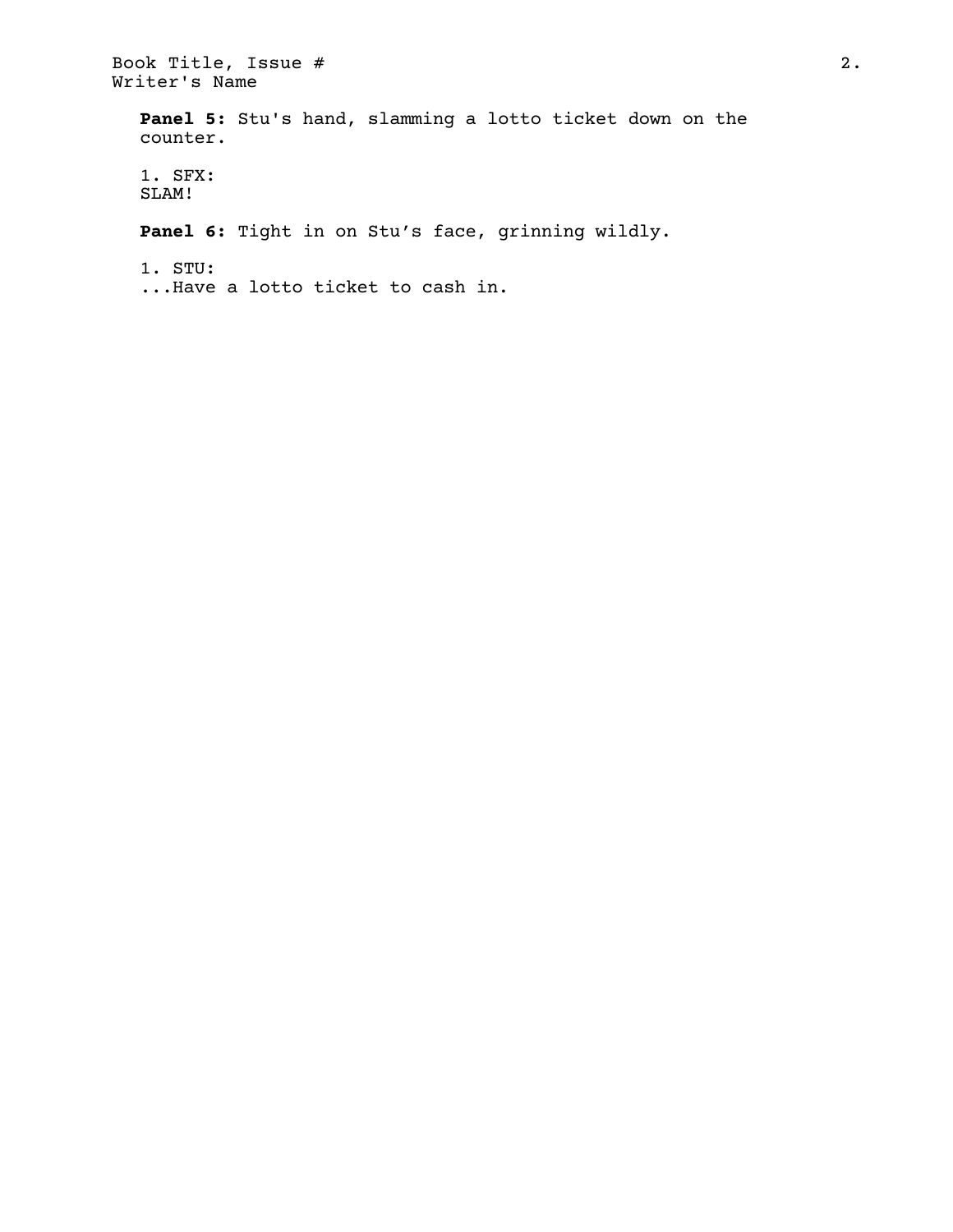**Panel 5:** Stu's hand, slamming a lotto ticket down on the counter.

1. SFX:
SLAM!

**Panel 6:** Tight in on Stu's face, grinning wildly.

1. STU:
...Have a lotto ticket to cash in.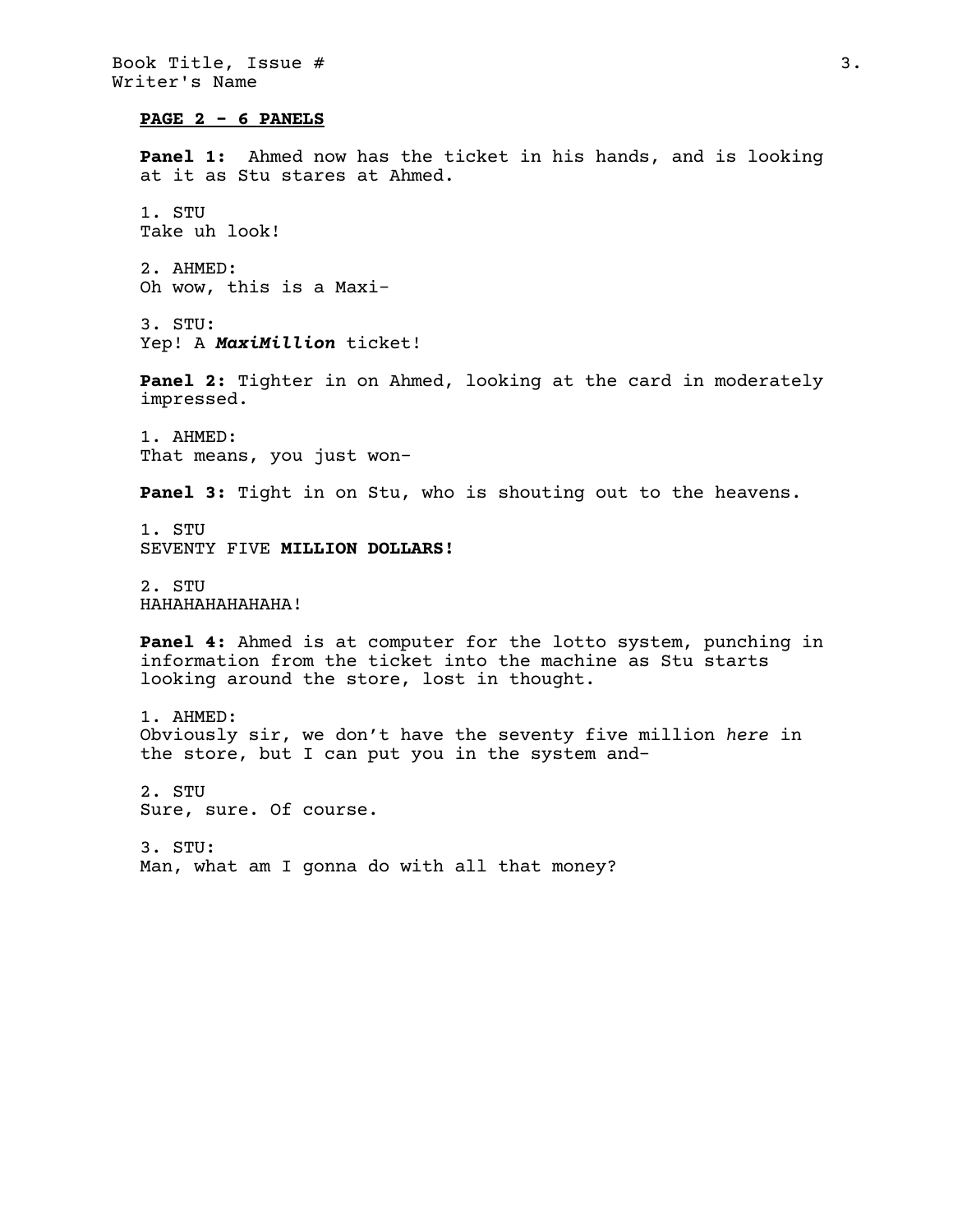**PAGE 2 - 6 PANELS**

**Panel 1:** Ahmed now has the ticket in his hands, and is looking at it as Stu stares at Ahmed.

1. STU
Take uh look!

2. AHMED:
Oh wow, this is a Maxi-

3. STU:
Yep! A ***MaxiMillion*** ticket!

**Panel 2:** Tighter in on Ahmed, looking at the card in moderately impressed.

1. AHMED:
That means, you just won-

**Panel 3:** Tight in on Stu, who is shouting out to the heavens.

1. STU
SEVENTY FIVE **MILLION DOLLARS!**

2. STU
HAHAHAHAHAHAHA!

**Panel 4:** Ahmed is at computer for the lotto system, punching in information from the ticket into the machine as Stu starts looking around the store, lost in thought.

1. AHMED:
Obviously sir, we don't have the seventy five million *here* in the store, but I can put you in the system and-

2. STU
Sure, sure. Of course.

3. STU:
Man, what am I gonna do with all that money?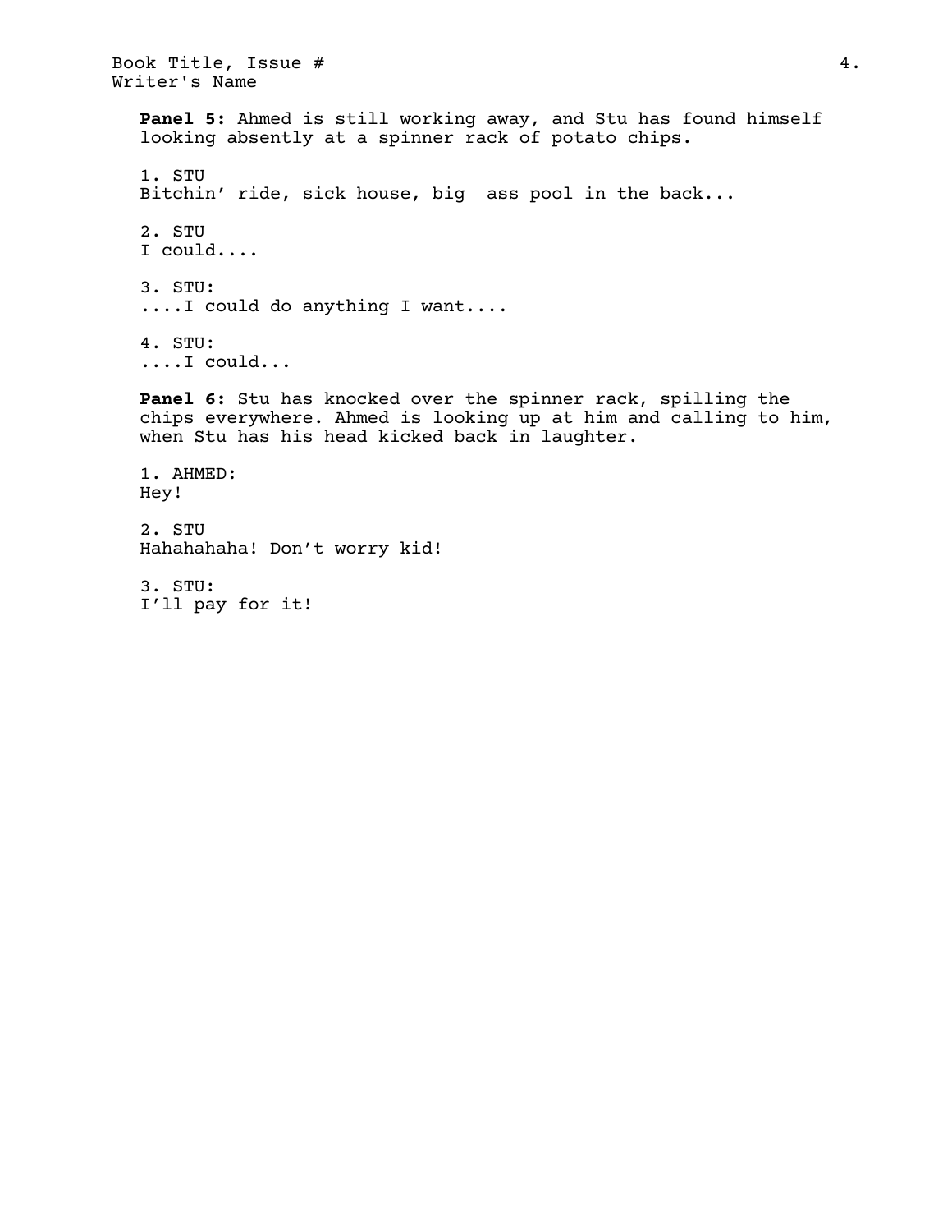**Panel 5:** Ahmed is still working away, and Stu has found himself looking absently at a spinner rack of potato chips.

1. STU
Bitchin' ride, sick house, big  ass pool in the back...

2. STU
I could....

3. STU:
....I could do anything I want....

4. STU:
....I could...

**Panel 6:** Stu has knocked over the spinner rack, spilling the chips everywhere. Ahmed is looking up at him and calling to him, when Stu has his head kicked back in laughter.

1. AHMED:
Hey!

2. STU
Hahahahaha! Don't worry kid!

3. STU:
I'll pay for it!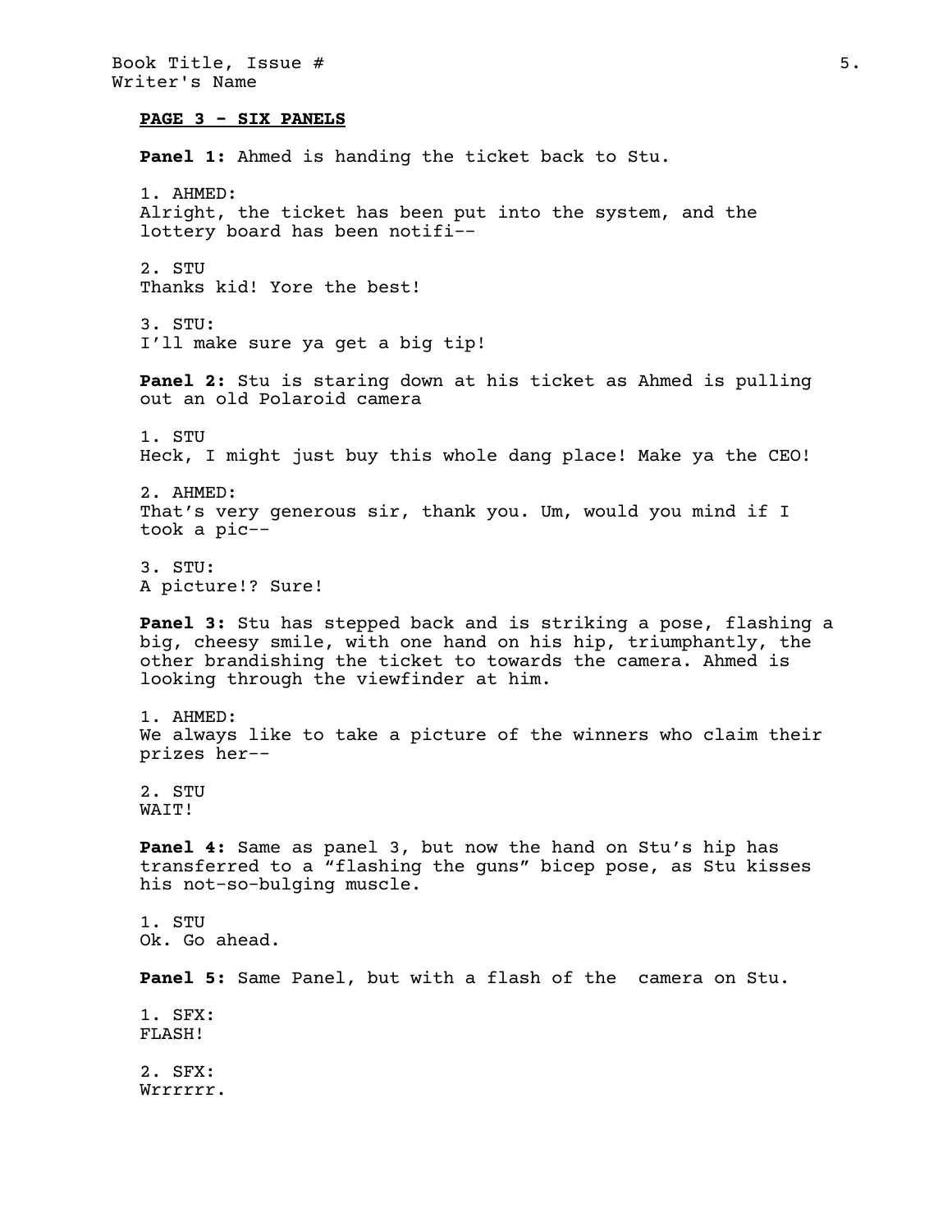**PAGE 3 - SIX PANELS**

**Panel 1:** Ahmed is handing the ticket back to Stu.

1. AHMED:
Alright, the ticket has been put into the system, and the lottery board has been notifi--

2. STU
Thanks kid! Yore the best!

3. STU:
I'll make sure ya get a big tip!

**Panel 2:** Stu is staring down at his ticket as Ahmed is pulling out an old Polaroid camera

1. STU
Heck, I might just buy this whole dang place! Make ya the CEO!

2. AHMED:
That's very generous sir, thank you. Um, would you mind if I took a pic--

3. STU:
A picture!? Sure!

**Panel 3:** Stu has stepped back and is striking a pose, flashing a big, cheesy smile, with one hand on his hip, triumphantly, the other brandishing the ticket to towards the camera. Ahmed is looking through the viewfinder at him.

1. AHMED:
We always like to take a picture of the winners who claim their prizes her--

2. STU
WAIT!

**Panel 4:** Same as panel 3, but now the hand on Stu's hip has transferred to a "flashing the guns" bicep pose, as Stu kisses his not-so-bulging muscle.

1. STU
Ok. Go ahead.

**Panel 5:** Same Panel, but with a flash of the camera on Stu.

1. SFX:
FLASH!

2. SFX:
Wrrrrrr.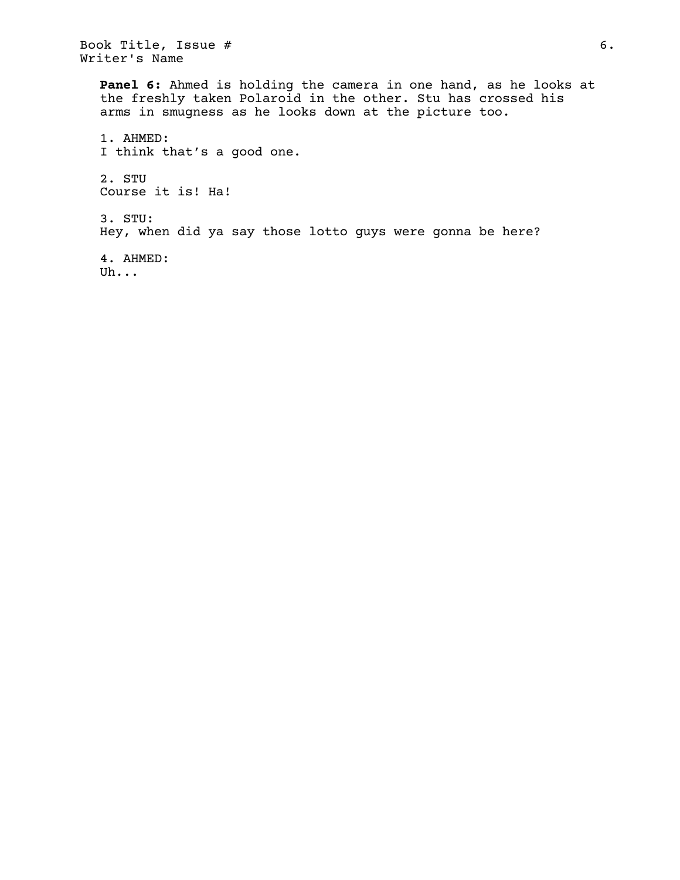**Panel 6:** Ahmed is holding the camera in one hand, as he looks at the freshly taken Polaroid in the other. Stu has crossed his arms in smugness as he looks down at the picture too.

1. AHMED:
I think that’s a good one.

2. STU
Course it is! Ha!

3. STU:
Hey, when did ya say those lotto guys were gonna be here?

4. AHMED:
Uh...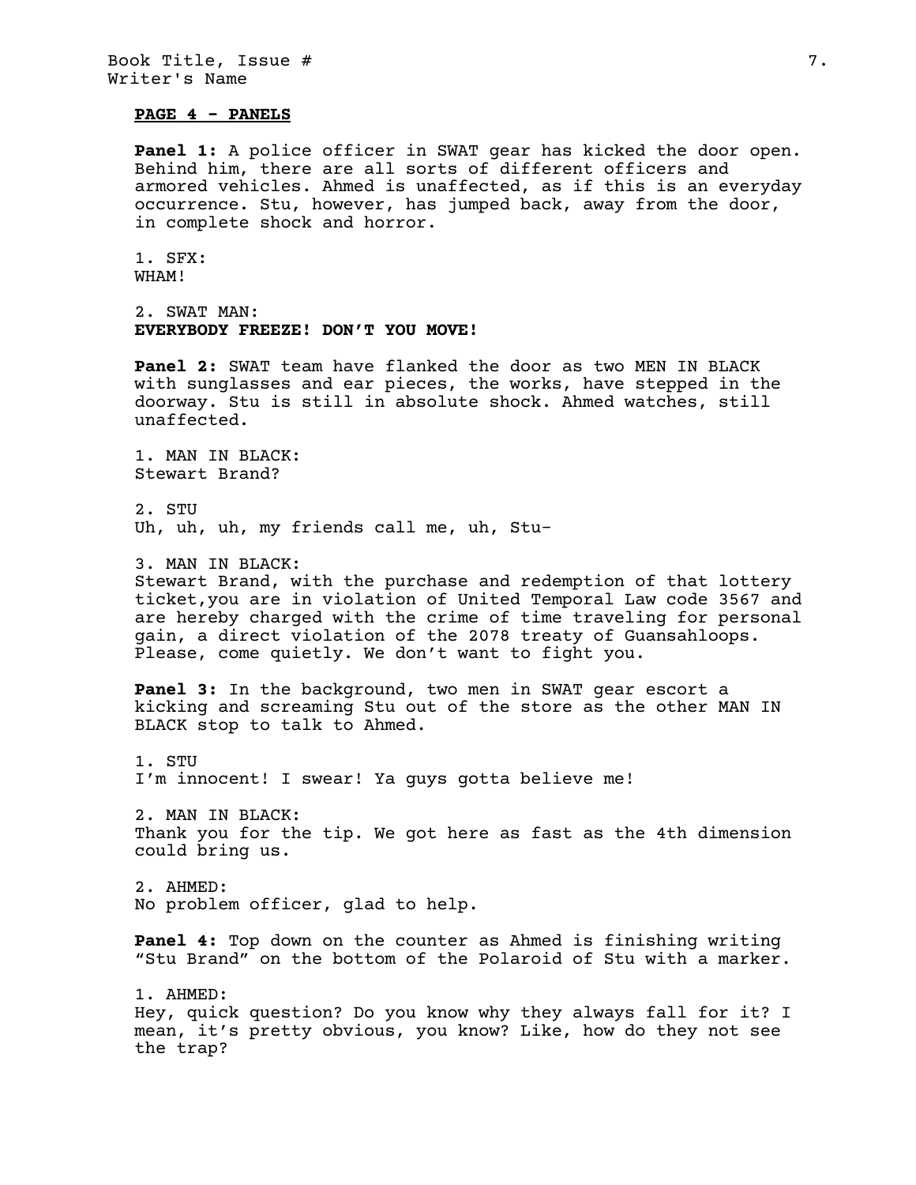**PAGE 4 - PANELS**

**Panel 1:** A police officer in SWAT gear has kicked the door open. Behind him, there are all sorts of different officers and armored vehicles. Ahmed is unaffected, as if this is an everyday occurrence. Stu, however, has jumped back, away from the door, in complete shock and horror.

1. SFX:
WHAM!

2. SWAT MAN:
**EVERYBODY FREEZE! DON'T YOU MOVE!**

**Panel 2:** SWAT team have flanked the door as two MEN IN BLACK with sunglasses and ear pieces, the works, have stepped in the doorway. Stu is still in absolute shock. Ahmed watches, still unaffected.

1. MAN IN BLACK:
Stewart Brand?

2. STU
Uh, uh, uh, my friends call me, uh, Stu-

3. MAN IN BLACK:
Stewart Brand, with the purchase and redemption of that lottery ticket,you are in violation of United Temporal Law code 3567 and are hereby charged with the crime of time traveling for personal gain, a direct violation of the 2078 treaty of Guansahloops. Please, come quietly. We don't want to fight you.

**Panel 3:** In the background, two men in SWAT gear escort a kicking and screaming Stu out of the store as the other MAN IN BLACK stop to talk to Ahmed.

1. STU
I'm innocent! I swear! Ya guys gotta believe me!

2. MAN IN BLACK:
Thank you for the tip. We got here as fast as the 4th dimension could bring us.

2. AHMED:
No problem officer, glad to help.

**Panel 4:** Top down on the counter as Ahmed is finishing writing "Stu Brand" on the bottom of the Polaroid of Stu with a marker.

1. AHMED:
Hey, quick question? Do you know why they always fall for it? I mean, it's pretty obvious, you know? Like, how do they not see the trap?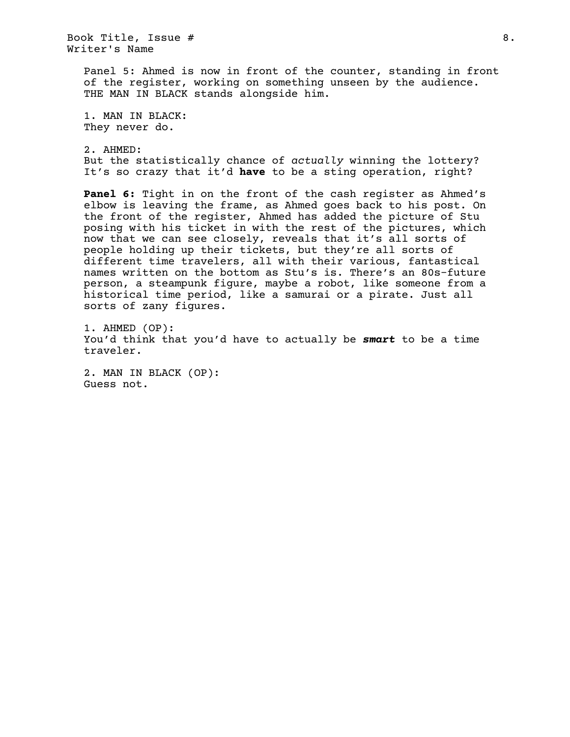Panel 5: Ahmed is now in front of the counter, standing in front of the register, working on something unseen by the audience. THE MAN IN BLACK stands alongside him.

1. MAN IN BLACK:
They never do.

2. AHMED:
But the statistically chance of *actually* winning the lottery? It's so crazy that it'd **have** to be a sting operation, right?

**Panel 6:** Tight in on the front of the cash register as Ahmed's elbow is leaving the frame, as Ahmed goes back to his post. On the front of the register, Ahmed has added the picture of Stu posing with his ticket in with the rest of the pictures, which now that we can see closely, reveals that it's all sorts of people holding up their tickets, but they're all sorts of different time travelers, all with their various, fantastical names written on the bottom as Stu's is. There's an 80s-future person, a steampunk figure, maybe a robot, like someone from a historical time period, like a samurai or a pirate. Just all sorts of zany figures.

1. AHMED (OP):
You'd think that you'd have to actually be ***smart*** to be a time traveler.

2. MAN IN BLACK (OP):
Guess not.